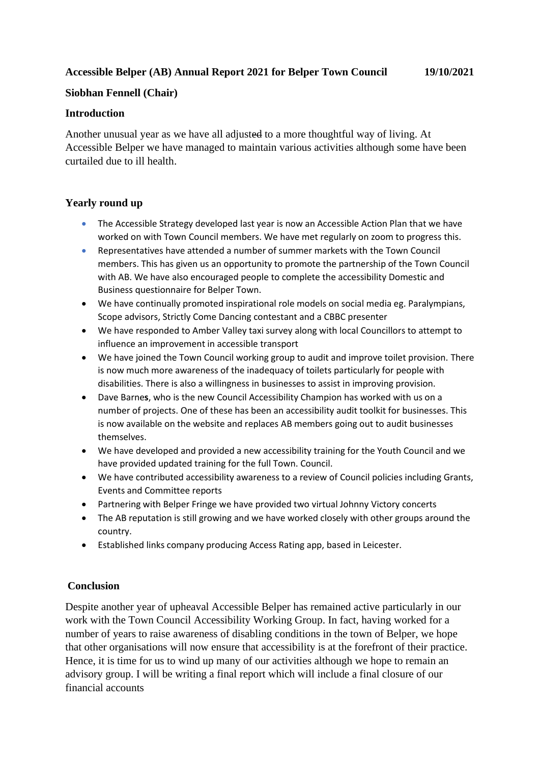**Accessible Belper (AB) Annual Report 2021 for Belper Town Council 19/10/2021**

**Siobhan Fennell (Chair)**

## Introduction

Another unusual year as we have all adjusted to a more thoughtful way of living. At Accessible Belper we have managed to maintain various activities although some have been curtailed due to ill health.

## Yearly round up

- The Accessible Strategy developed last year is now an Accessible Action Plan that we have worked on with Town Council members. We have met regularly on zoom to progress this.
- Representatives have attended a number of summer markets with the Town Council members. This has given us an opportunity to promote the partnership of the Town Council with AB. We have also encouraged people to complete the accessibility Domestic and Business questionnaire for Belper Town.
- We have continually promoted inspirational role models on social media eg. Paralympians, Scope advisors, Strictly Come Dancing contestant and a CBBC presenter
- We have responded to Amber Valley taxi survey along with local Councillors to attempt to influence an improvement in accessible transport
- We have joined the Town Council working group to audit and improve toilet provision. There is now much more awareness of the inadequacy of toilets particularly for people with disabilities. There is also a willingness in businesses to assist in improving provision.
- Dave Barnes, who is the new Council Accessibility Champion has worked with us on a number of projects. One of these has been an accessibility audit toolkit for businesses. This is now available on the website and replaces AB members going out to audit businesses themselves.
- We have developed and provided a new accessibility training for the Youth Council and we have provided updated training for the full Town. Council.
- We have contributed accessibility awareness to a review of Council policies including Grants, Events and Committee reports
- Partnering with Belper Fringe we have provided two virtual Johnny Victory concerts
- The AB reputation is still growing and we have worked closely with other groups around the country.
- Established links company producing Access Rating app, based in Leicester.

## Conclusion

Despite another year of upheaval Accessible Belper has remained active particularly in our work with the Town Council Accessibility Working Group. In fact, having worked for a number of years to raise awareness of disabling conditions in the town of Belper, we hope that other organisations will now ensure that accessibility is at the forefront of their practice. Hence, it is time for us to wind up many of our activities although we hope to remain an advisory group. I will be writing a final report which will include a final closure of our financial accounts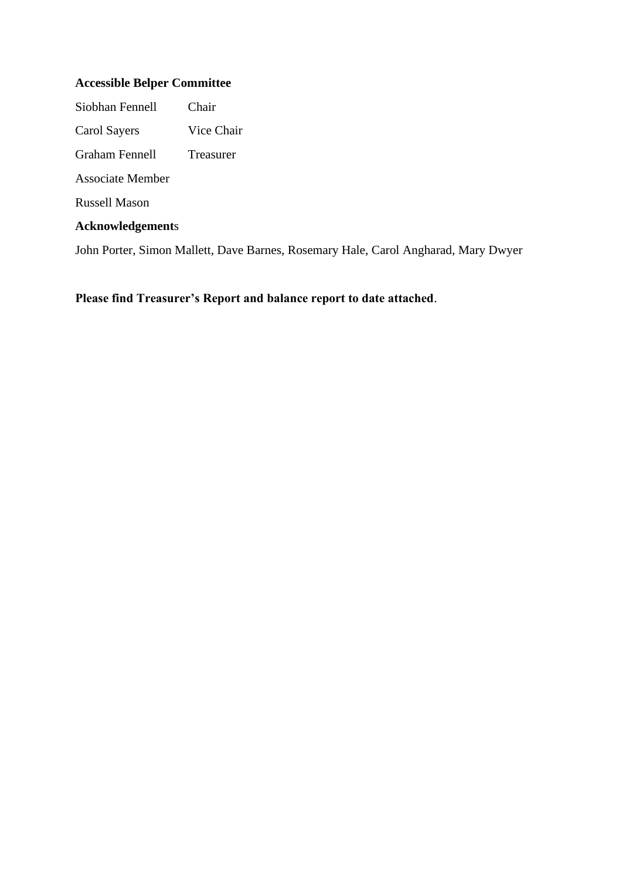**Accessible Belper Committee**

| | |
|---|---|
| Siobhan Fennell | Chair |
| Carol Sayers | Vice Chair |
| Graham Fennell | Treasurer |

Associate Member

Russell Mason

**Acknowledgements**

John Porter, Simon Mallett, Dave Barnes, Rosemary Hale, Carol Angharad, Mary Dwyer

**Please find Treasurer's Report and balance report to date attached**.